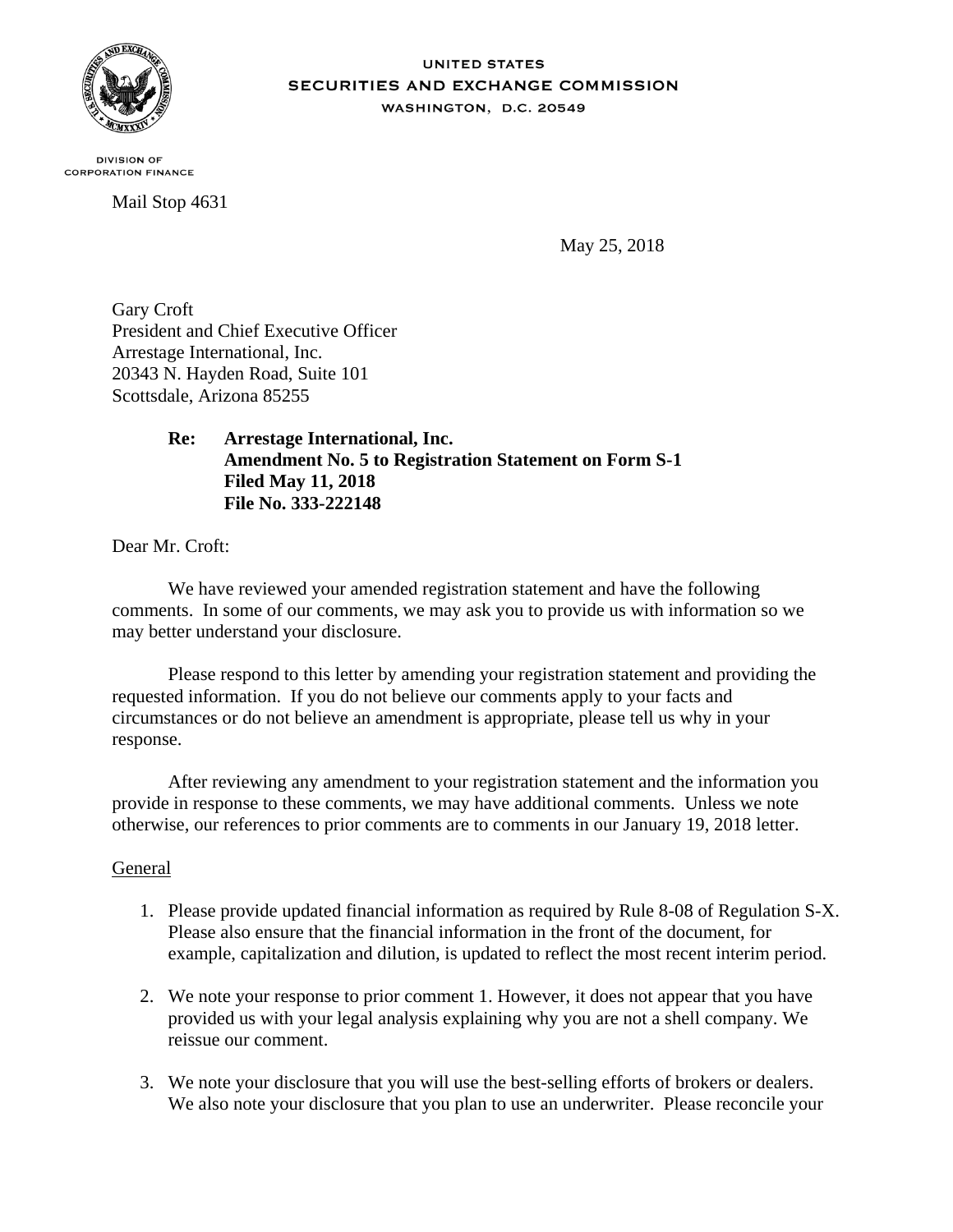UNITED STATES
SECURITIES AND EXCHANGE COMMISSION
WASHINGTON, D.C. 20549

DIVISION OF
CORPORATION FINANCE

Mail Stop 4631

May 25, 2018

Gary Croft
President and Chief Executive Officer
Arrestage International, Inc.
20343 N. Hayden Road, Suite 101
Scottsdale, Arizona 85255

**Re: Arrestage International, Inc.**
**Amendment No. 5 to Registration Statement on Form S-1**
**Filed May 11, 2018**
**File No. 333-222148**

Dear Mr. Croft:

We have reviewed your amended registration statement and have the following comments. In some of our comments, we may ask you to provide us with information so we may better understand your disclosure.

Please respond to this letter by amending your registration statement and providing the requested information. If you do not believe our comments apply to your facts and circumstances or do not believe an amendment is appropriate, please tell us why in your response.

After reviewing any amendment to your registration statement and the information you provide in response to these comments, we may have additional comments. Unless we note otherwise, our references to prior comments are to comments in our January 19, 2018 letter.

General

1. Please provide updated financial information as required by Rule 8-08 of Regulation S-X. Please also ensure that the financial information in the front of the document, for example, capitalization and dilution, is updated to reflect the most recent interim period.

2. We note your response to prior comment 1. However, it does not appear that you have provided us with your legal analysis explaining why you are not a shell company. We reissue our comment.

3. We note your disclosure that you will use the best-selling efforts of brokers or dealers. We also note your disclosure that you plan to use an underwriter. Please reconcile your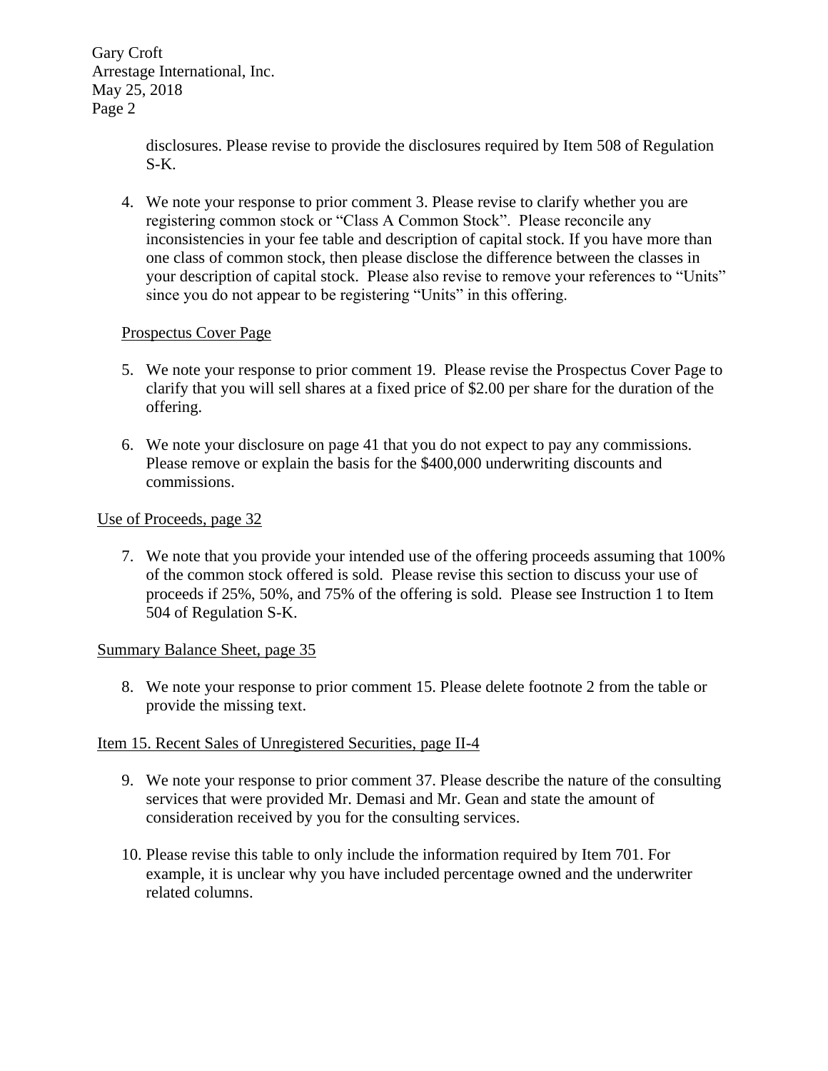disclosures. Please revise to provide the disclosures required by Item 508 of Regulation S-K.

4. We note your response to prior comment 3. Please revise to clarify whether you are registering common stock or "Class A Common Stock". Please reconcile any inconsistencies in your fee table and description of capital stock. If you have more than one class of common stock, then please disclose the difference between the classes in your description of capital stock. Please also revise to remove your references to "Units" since you do not appear to be registering "Units" in this offering.

Prospectus Cover Page

5. We note your response to prior comment 19. Please revise the Prospectus Cover Page to clarify that you will sell shares at a fixed price of $2.00 per share for the duration of the offering.

6. We note your disclosure on page 41 that you do not expect to pay any commissions. Please remove or explain the basis for the $400,000 underwriting discounts and commissions.

Use of Proceeds, page 32

7. We note that you provide your intended use of the offering proceeds assuming that 100% of the common stock offered is sold. Please revise this section to discuss your use of proceeds if 25%, 50%, and 75% of the offering is sold. Please see Instruction 1 to Item 504 of Regulation S-K.

Summary Balance Sheet, page 35

8. We note your response to prior comment 15. Please delete footnote 2 from the table or provide the missing text.

Item 15. Recent Sales of Unregistered Securities, page II-4

9. We note your response to prior comment 37. Please describe the nature of the consulting services that were provided Mr. Demasi and Mr. Gean and state the amount of consideration received by you for the consulting services.

10. Please revise this table to only include the information required by Item 701. For example, it is unclear why you have included percentage owned and the underwriter related columns.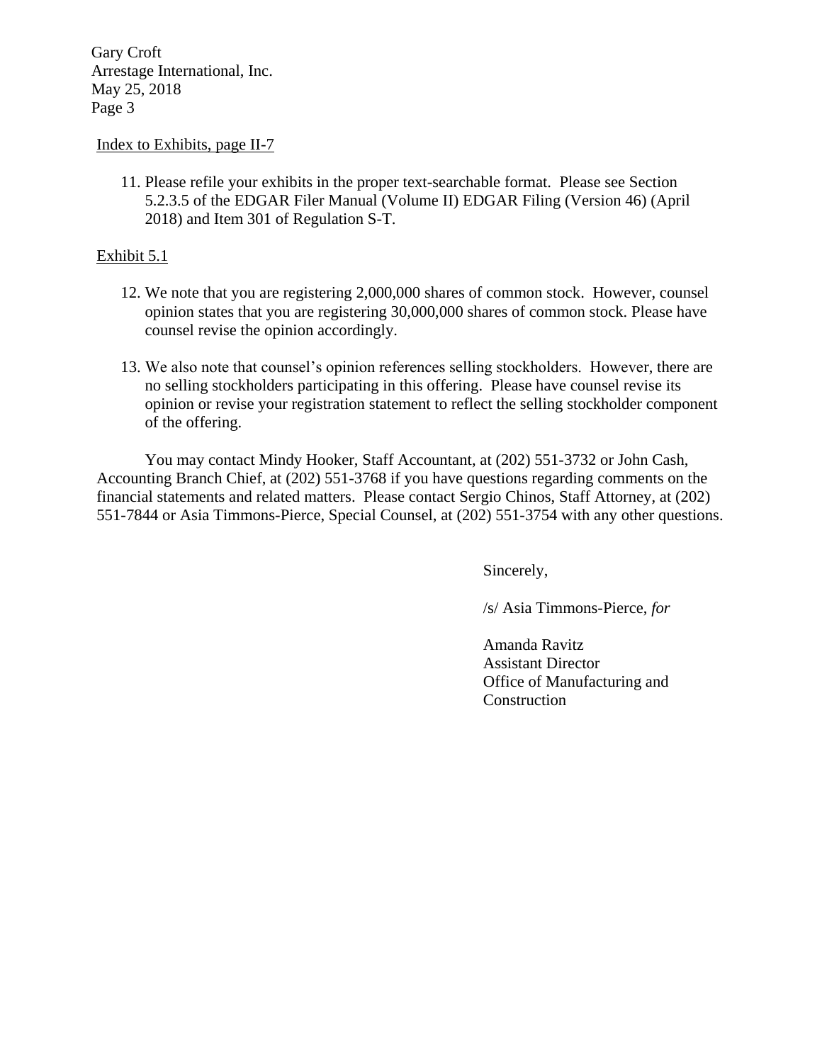Index to Exhibits, page II-7

11. Please refile your exhibits in the proper text-searchable format. Please see Section 5.2.3.5 of the EDGAR Filer Manual (Volume II) EDGAR Filing (Version 46) (April 2018) and Item 301 of Regulation S-T.

Exhibit 5.1

12. We note that you are registering 2,000,000 shares of common stock. However, counsel opinion states that you are registering 30,000,000 shares of common stock. Please have counsel revise the opinion accordingly.

13. We also note that counsel's opinion references selling stockholders. However, there are no selling stockholders participating in this offering. Please have counsel revise its opinion or revise your registration statement to reflect the selling stockholder component of the offering.

You may contact Mindy Hooker, Staff Accountant, at (202) 551-3732 or John Cash, Accounting Branch Chief, at (202) 551-3768 if you have questions regarding comments on the financial statements and related matters. Please contact Sergio Chinos, Staff Attorney, at (202) 551-7844 or Asia Timmons-Pierce, Special Counsel, at (202) 551-3754 with any other questions.

Sincerely,

/s/ Asia Timmons-Pierce, *for*

Amanda Ravitz
Assistant Director
Office of Manufacturing and Construction